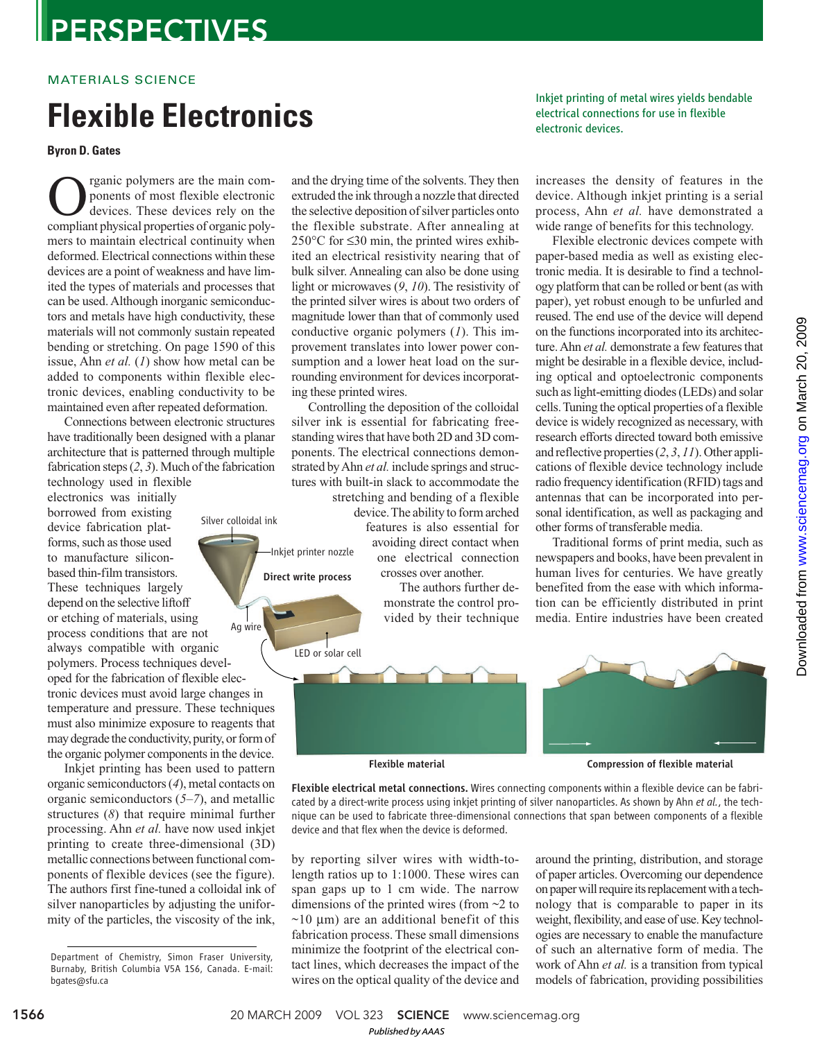MATERIALS SCIENCE

# Flexible Electronics

*Inkjet printing of metal wires yields bendable electrical connections for use in flexible electronic devices.*

**Byron D. Gates**

Organic polymers are the main components of most flexible electronic devices. These devices rely on the compliant physical properties of organic polymers to maintain electrical continuity when deformed. Electrical connections within these devices are a point of weakness and have limited the types of materials and processes that can be used. Although inorganic semiconductors and metals have high conductivity, these materials will not commonly sustain repeated bending or stretching. On page 1590 of this issue, Ahn *et al.* (*1*) show how metal can be added to components within flexible electronic devices, enabling conductivity to be maintained even after repeated deformation.

Connections between electronic structures have traditionally been designed with a planar architecture that is patterned through multiple fabrication steps (*2*, *3*). Much of the fabrication technology used in flexible electronics was initially borrowed from existing device fabrication platforms, such as those used to manufacture silicon-based thin-film transistors. These techniques largely depend on the selective liftoff or etching of materials, using process conditions that are not always compatible with organic polymers. Process techniques developed for the fabrication of flexible electronic devices must avoid large changes in temperature and pressure. These techniques must also minimize exposure to reagents that may degrade the conductivity, purity, or form of the organic polymer components in the device.

Inkjet printing has been used to pattern organic semiconductors (*4*), metal contacts on organic semiconductors (*5*–*7*), and metallic structures (*8*) that require minimal further processing. Ahn *et al.* have now used inkjet printing to create three-dimensional (3D) metallic connections between functional components of flexible devices (see the figure). The authors first fine-tuned a colloidal ink of silver nanoparticles by adjusting the uniformity of the particles, the viscosity of the ink, and the drying time of the solvents. They then extruded the ink through a nozzle that directed the selective deposition of silver particles onto the flexible substrate. After annealing at 250°C for ≤30 min, the printed wires exhibited an electrical resistivity nearing that of bulk silver. Annealing can also be done using light or microwaves (*9*, *10*). The resistivity of the printed silver wires is about two orders of magnitude lower than that of commonly used conductive organic polymers (*1*). This improvement translates into lower power consumption and a lower heat load on the surrounding environment for devices incorporating these printed wires.

Controlling the deposition of the colloidal silver ink is essential for fabricating free-standing wires that have both 2D and 3D components. The electrical connections demonstrated by Ahn *et al.* include springs and structures with built-in slack to accommodate the stretching and bending of a flexible device. The ability to form arched features is also essential for avoiding direct contact when one electrical connection crosses over another.

The authors further demonstrate the control provided by their technique by reporting silver wires with width-to-length ratios up to 1:1000. These wires can span gaps up to 1 cm wide. The narrow dimensions of the printed wires (from ~2 to ~10 μm) are an additional benefit of this fabrication process. These small dimensions minimize the footprint of the electrical contact lines, which decreases the impact of the wires on the optical quality of the device and increases the density of features in the device. Although inkjet printing is a serial process, Ahn *et al.* have demonstrated a wide range of benefits for this technology.

Flexible electronic devices compete with paper-based media as well as existing electronic media. It is desirable to find a technology platform that can be rolled or bent (as with paper), yet robust enough to be unfurled and reused. The end use of the device will depend on the functions incorporated into its architecture. Ahn *et al.* demonstrate a few features that might be desirable in a flexible device, including optical and optoelectronic components such as light-emitting diodes (LEDs) and solar cells. Tuning the optical properties of a flexible device is widely recognized as necessary, with research efforts directed toward both emissive and reflective properties (*2*, *3*, *11*). Other applications of flexible device technology include radio frequency identification (RFID) tags and antennas that can be incorporated into personal identification, as well as packaging and other forms of transferable media.

Traditional forms of print media, such as newspapers and books, have been prevalent in human lives for centuries. We have greatly benefited from the ease with which information can be efficiently distributed in print media. Entire industries have been created around the printing, distribution, and storage of paper articles. Overcoming our dependence on paper will require its replacement with a technology that is comparable to paper in its weight, flexibility, and ease of use. Key technologies are necessary to enable the manufacture of such an alternative form of media. The work of Ahn *et al.* is a transition from typical models of fabrication, providing possibilities

**Flexible electrical metal connections.** Wires connecting components within a flexible device can be fabricated by a direct-write process using inkjet printing of silver nanoparticles. As shown by Ahn *et al.*, the technique can be used to fabricate three-dimensional connections that span between components of a flexible device and that flex when the device is deformed.

Department of Chemistry, Simon Fraser University, Burnaby, British Columbia V5A 1S6, Canada. E-mail: bgates@sfu.ca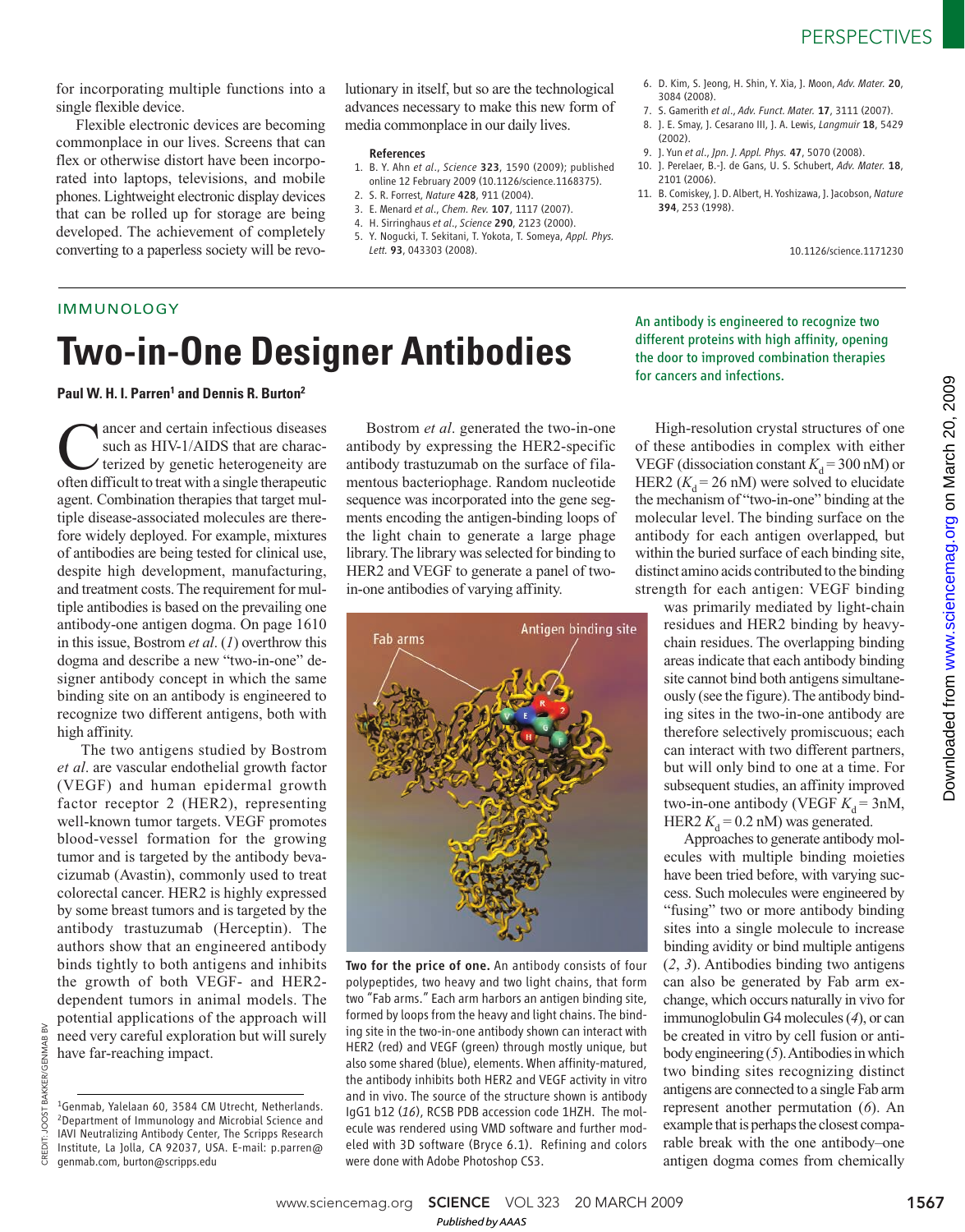for incorporating multiple functions into a single flexible device.

Flexible electronic devices are becoming commonplace in our lives. Screens that can flex or otherwise distort have been incorporated into laptops, televisions, and mobile phones. Lightweight electronic display devices that can be rolled up for storage are being developed. The achievement of completely converting to a paperless society will be revolutionary in itself, but so are the technological advances necessary to make this new form of media commonplace in our daily lives.

### References

1. B. Y. Ahn *et al.*, *Science* **323**, 1590 (2009); published online 12 February 2009 (10.1126/science.1168375).
2. S. R. Forrest, *Nature* **428**, 911 (2004).
3. E. Menard *et al.*, *Chem. Rev.* **107**, 1117 (2007).
4. H. Sirringhaus *et al.*, *Science* **290**, 2123 (2000).
5. Y. Noguchi, T. Sekitani, T. Yokota, T. Someya, *Appl. Phys. Lett.* **93**, 043303 (2008).
6. D. Kim, S. Jeong, H. Shin, Y. Xia, J. Moon, *Adv. Mater.* **20**, 3084 (2008).
7. S. Gamerith *et al.*, *Adv. Funct. Mater.* **17**, 3111 (2007).
8. J. E. Smay, J. Cesarano III, J. A. Lewis, *Langmuir* **18**, 5429 (2002).
9. J. Yun *et al.*, *Jpn. J. Appl. Phys.* **47**, 5070 (2008).
10. J. Perelaer, B.-J. de Gans, U. S. Schubert, *Adv. Mater.* **18**, 2101 (2006).
11. B. Comiskey, J. D. Albert, H. Yoshizawa, J. Jacobson, *Nature* **394**, 253 (1998).

10.1126/science.1171230

IMMUNOLOGY

# Two-in-One Designer Antibodies

**Paul W. H. I. Parren[1] and Dennis R. Burton[2]**

An antibody is engineered to recognize two different proteins with high affinity, opening the door to improved combination therapies for cancers and infections.

Cancer and certain infectious diseases such as HIV-1/AIDS that are characterized by genetic heterogeneity are often difficult to treat with a single therapeutic agent. Combination therapies that target multiple disease-associated molecules are therefore widely deployed. For example, mixtures of antibodies are being tested for clinical use, despite high development, manufacturing, and treatment costs. The requirement for multiple antibodies is based on the prevailing one antibody-one antigen dogma. On page 1610 in this issue, Bostrom *et al*. (*1*) overthrow this dogma and describe a new "two-in-one" designer antibody concept in which the same binding site on an antibody is engineered to recognize two different antigens, both with high affinity.

The two antigens studied by Bostrom *et al*. are vascular endothelial growth factor (VEGF) and human epidermal growth factor receptor 2 (HER2), representing well-known tumor targets. VEGF promotes blood-vessel formation for the growing tumor and is targeted by the antibody bevacizumab (Avastin), commonly used to treat colorectal cancer. HER2 is highly expressed by some breast tumors and is targeted by the antibody trastuzumab (Herceptin). The authors show that an engineered antibody binds tightly to both antigens and inhibits the growth of both VEGF- and HER2-dependent tumors in animal models. The potential applications of the approach will need very careful exploration but will surely have far-reaching impact.

Bostrom *et al*. generated the two-in-one antibody by expressing the HER2-specific antibody trastuzumab on the surface of filamentous bacteriophage. Random nucleotide sequence was incorporated into the gene segments encoding the antigen-binding loops of the light chain to generate a large phage library. The library was selected for binding to HER2 and VEGF to generate a panel of two-in-one antibodies of varying affinity.

**Two for the price of one.** An antibody consists of four polypeptides, two heavy and two light chains, that form two "Fab arms." Each arm harbors an antigen binding site, formed by loops from the heavy and light chains. The binding site in the two-in-one antibody shown can interact with HER2 (red) and VEGF (green) through mostly unique, but also some shared (blue), elements. When affinity-matured, the antibody inhibits both HER2 and VEGF activity in vitro and in vivo. The source of the structure shown is antibody IgG1 b12 (*16*), RCSB PDB accession code 1HZH. The molecule was rendered using VMD software and further modeled with 3D software (Bryce 6.1). Refining and colors were done with Adobe Photoshop CS3.

High-resolution crystal structures of one of these antibodies in complex with either VEGF (dissociation constant $K_d$ = 300 nM) or HER2 ($K_d$ = 26 nM) were solved to elucidate the mechanism of "two-in-one" binding at the molecular level. The binding surface on the antibody for each antigen overlapped, but within the buried surface of each binding site, distinct amino acids contributed to the binding strength for each antigen: VEGF binding was primarily mediated by light-chain residues and HER2 binding by heavy-chain residues. The overlapping binding areas indicate that each antibody binding site cannot bind both antigens simultaneously (see the figure). The antibody binding sites in the two-in-one antibody are therefore selectively promiscuous; each can interact with two different partners, but will only bind to one at a time. For subsequent studies, an affinity improved two-in-one antibody (VEGF $K_d$ = 3nM, HER2 $K_d$ = 0.2 nM) was generated.

Approaches to generate antibody molecules with multiple binding moieties have been tried before, with varying success. Such molecules were engineered by "fusing" two or more antibody binding sites into a single molecule to increase binding avidity or bind multiple antigens (*2*, *3*). Antibodies binding two antigens can also be generated by Fab arm exchange, which occurs naturally in vivo for immunoglobulin G4 molecules (*4*), or can be created in vitro by cell fusion or antibody engineering (*5*). Antibodies in which two binding sites recognizing distinct antigens are connected to a single Fab arm represent another permutation (*6*). An example that is perhaps the closest comparable break with the one antibody–one antigen dogma comes from chemically

[1]Genmab, Yalelaan 60, 3584 CM Utrecht, Netherlands. [2]Department of Immunology and Microbial Science and IAVI Neutralizing Antibody Center, The Scripps Research Institute, La Jolla, CA 92037, USA. E-mail: p.parren@genmab.com, burton@scripps.edu